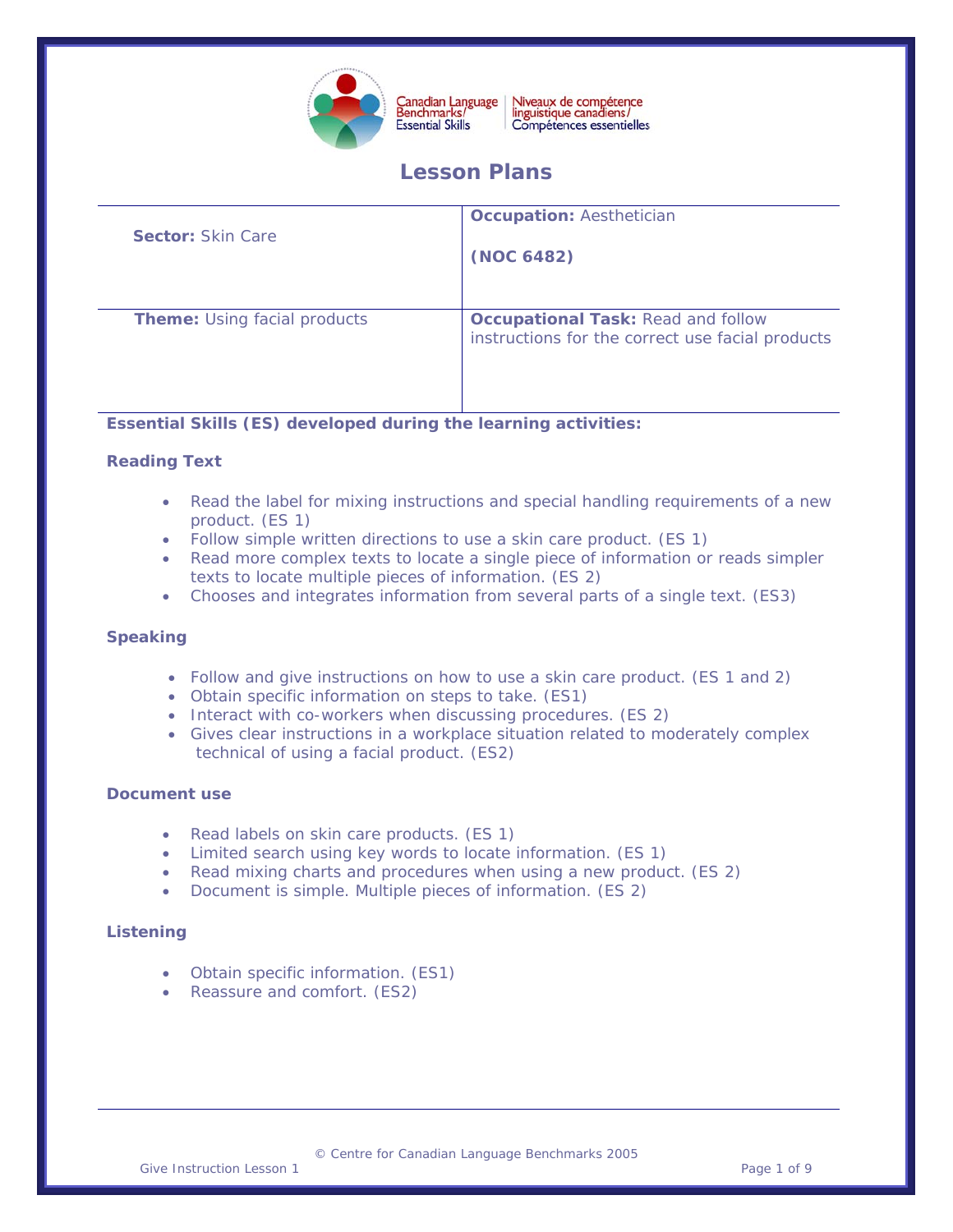Canadian Language Benchmarks/Essential Skills | Niveaux de compétence linguistique canadiens/Compétences essentielles

# Lesson Plans

| **Sector:** Skin Care | **Occupation:** Aesthetician<br><br>**(NOC 6482)** |
| --- | --- |
| **Theme:** Using facial products | **Occupational Task:** Read and follow instructions for the correct use facial products |

**Essential Skills (ES) developed during the learning activities:**

**Reading Text**

- Read the label for mixing instructions and special handling requirements of a new product. (ES 1)
- Follow simple written directions to use a skin care product. (ES 1)
- Read more complex texts to locate a single piece of information or reads simpler texts to locate multiple pieces of information. (ES 2)
- Chooses and integrates information from several parts of a single text. (ES3)

**Speaking**

- Follow and give instructions on how to use a skin care product. (ES 1 and 2)
- Obtain specific information on steps to take. (ES1)
- Interact with co-workers when discussing procedures. (ES 2)
- Gives clear instructions in a workplace situation related to moderately complex technical of using a facial product. (ES2)

**Document use**

- Read labels on skin care products. (ES 1)
- Limited search using key words to locate information. (ES 1)
- Read mixing charts and procedures when using a new product. (ES 2)
- Document is simple. Multiple pieces of information. (ES 2)

**Listening**

- Obtain specific information. (ES1)
- Reassure and comfort. (ES2)

© Centre for Canadian Language Benchmarks 2005

Give Instruction Lesson 1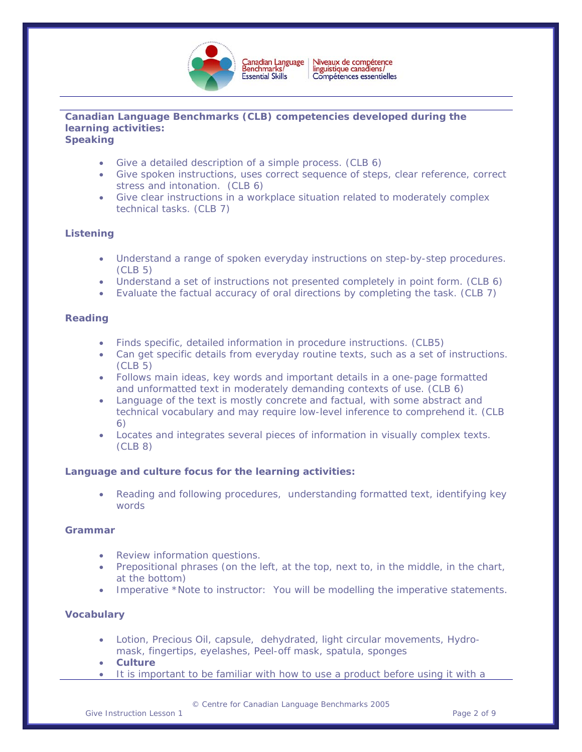**Canadian Language Benchmarks (CLB) competencies developed during the learning activities:**

**Speaking**

- Give a detailed description of a simple process. (CLB 6)
- Give spoken instructions, uses correct sequence of steps, clear reference, correct stress and intonation. (CLB 6)
- Give clear instructions in a workplace situation related to moderately complex technical tasks. (CLB 7)

**Listening**

- Understand a range of spoken everyday instructions on step-by-step procedures. (CLB 5)
- Understand a set of instructions not presented completely in point form. (CLB 6)
- Evaluate the factual accuracy of oral directions by completing the task. (CLB 7)

**Reading**

- Finds specific, detailed information in procedure instructions. (CLB5)
- Can get specific details from everyday routine texts, such as a set of instructions. (CLB 5)
- Follows main ideas, key words and important details in a one-page formatted and unformatted text in moderately demanding contexts of use. (CLB 6)
- Language of the text is mostly concrete and factual, with some abstract and technical vocabulary and may require low-level inference to comprehend it. (CLB 6)
- Locates and integrates several pieces of information in visually complex texts. (CLB 8)

**Language and culture focus for the learning activities:**

- Reading and following procedures, understanding formatted text, identifying key words

**Grammar**

- Review information questions.
- Prepositional phrases (on the left, at the top, next to, in the middle, in the chart, at the bottom)
- Imperative *Note to instructor: You will be modelling the imperative statements.

**Vocabulary**

- Lotion, Precious Oil, capsule, dehydrated, light circular movements, Hydro-mask, fingertips, eyelashes, Peel-off mask, spatula, sponges
- **Culture**
- It is important to be familiar with how to use a product before using it with a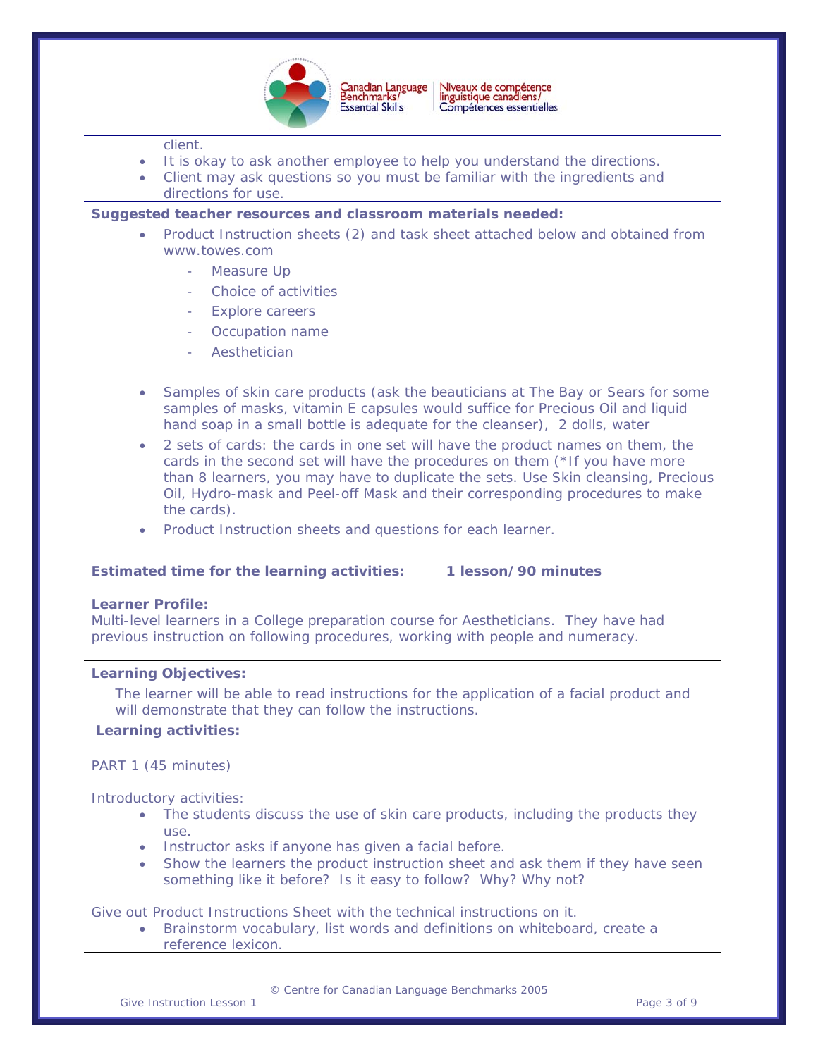client.

- It is okay to ask another employee to help you understand the directions.
- Client may ask questions so you must be familiar with the ingredients and directions for use.

**Suggested teacher resources and classroom materials needed:**

- Product Instruction sheets (2) and task sheet attached below and obtained from www.towes.com
  - Measure Up
  - Choice of activities
  - Explore careers
  - Occupation name
  - Aesthetician
- Samples of skin care products (ask the beauticians at The Bay or Sears for some samples of masks, vitamin E capsules would suffice for Precious Oil and liquid hand soap in a small bottle is adequate for the cleanser), 2 dolls, water
- 2 sets of cards: the cards in one set will have the product names on them, the cards in the second set will have the procedures on them (*If you have more than 8 learners, you may have to duplicate the sets. Use Skin cleansing, Precious Oil, Hydro-mask and Peel-off Mask and their corresponding procedures to make the cards).
- Product Instruction sheets and questions for each learner.

**Estimated time for the learning activities:** **1 lesson/90 minutes**

**Learner Profile:**
Multi-level learners in a College preparation course for Aestheticians. They have had previous instruction on following procedures, working with people and numeracy.

**Learning Objectives:**

The learner will be able to read instructions for the application of a facial product and will demonstrate that they can follow the instructions.

**Learning activities:**

PART 1 (45 minutes)

Introductory activities:

- The students discuss the use of skin care products, including the products they use.
- Instructor asks if anyone has given a facial before.
- Show the learners the product instruction sheet and ask them if they have seen something like it before? Is it easy to follow? Why? Why not?

Give out Product Instructions Sheet with the technical instructions on it.

- Brainstorm vocabulary, list words and definitions on whiteboard, create a reference lexicon.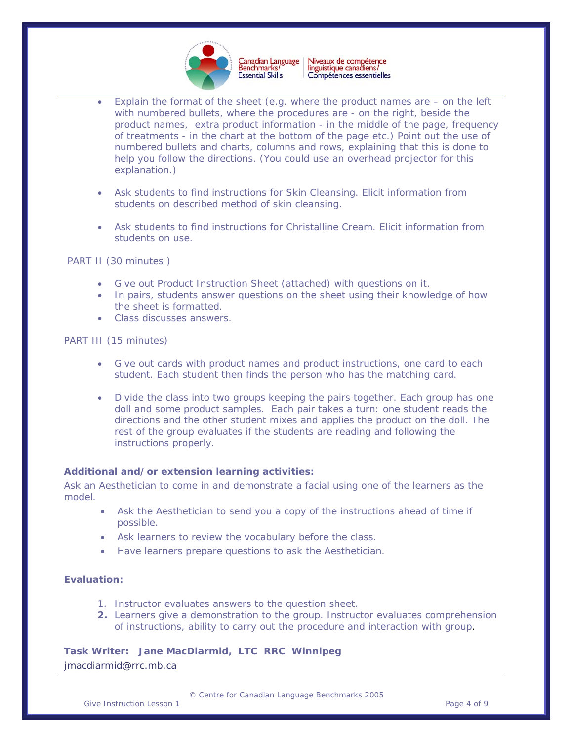- Explain the format of the sheet (e.g. where the product names are – on the left with numbered bullets, where the procedures are - on the right, beside the product names, extra product information - in the middle of the page, frequency of treatments - in the chart at the bottom of the page etc.) Point out the use of numbered bullets and charts, columns and rows, explaining that this is done to help you follow the directions. (You could use an overhead projector for this explanation.)

- Ask students to find instructions for Skin Cleansing. Elicit information from students on described method of skin cleansing.

- Ask students to find instructions for Christalline Cream. Elicit information from students on use.

PART II (30 minutes )

- Give out Product Instruction Sheet (attached) with questions on it.
- In pairs, students answer questions on the sheet using their knowledge of how the sheet is formatted.
- Class discusses answers.

PART III (15 minutes)

- Give out cards with product names and product instructions, one card to each student. Each student then finds the person who has the matching card.

- Divide the class into two groups keeping the pairs together. Each group has one doll and some product samples. Each pair takes a turn: one student reads the directions and the other student mixes and applies the product on the doll. The rest of the group evaluates if the students are reading and following the instructions properly.

**Additional and/or extension learning activities:**

Ask an Aesthetician to come in and demonstrate a facial using one of the learners as the model.

- Ask the Aesthetician to send you a copy of the instructions ahead of time if possible.
- Ask learners to review the vocabulary before the class.
- Have learners prepare questions to ask the Aesthetician.

**Evaluation:**

1. Instructor evaluates answers to the question sheet.
2. Learners give a demonstration to the group. Instructor evaluates comprehension of instructions, ability to carry out the procedure and interaction with group.

**Task Writer: Jane MacDiarmid, LTC RRC Winnipeg**
jmacdiarmid@rrc.mb.ca

© Centre for Canadian Language Benchmarks 2005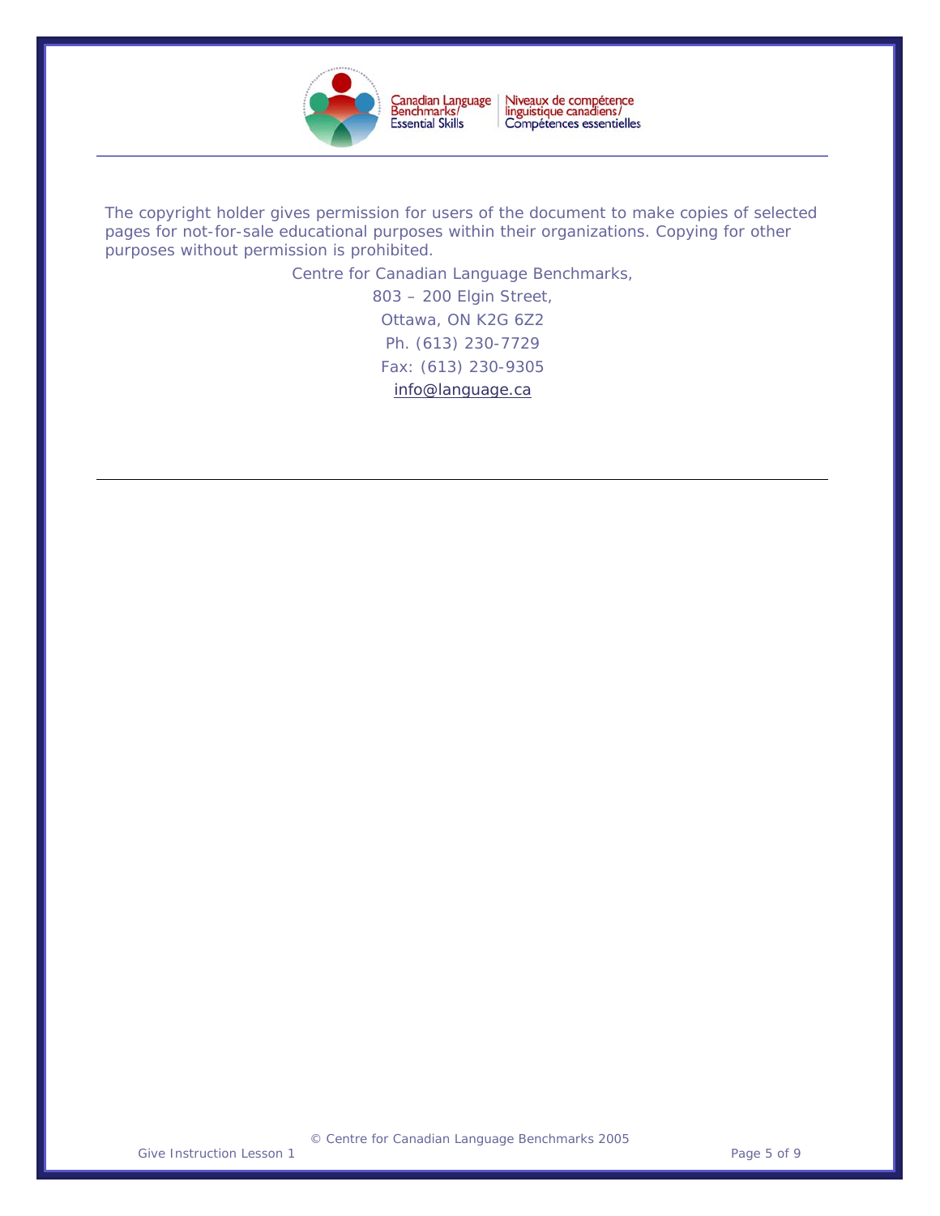Canadian Language Benchmarks/ Essential Skills | Niveaux de compétence linguistique canadiens/ Compétences essentielles

---

The copyright holder gives permission for users of the document to make copies of selected pages for not-for-sale educational purposes within their organizations. Copying for other purposes without permission is prohibited.

Centre for Canadian Language Benchmarks,
803 – 200 Elgin Street,
Ottawa, ON K2G 6Z2
Ph. (613) 230-7729
Fax: (613) 230-9305
info@language.ca

---

© Centre for Canadian Language Benchmarks 2005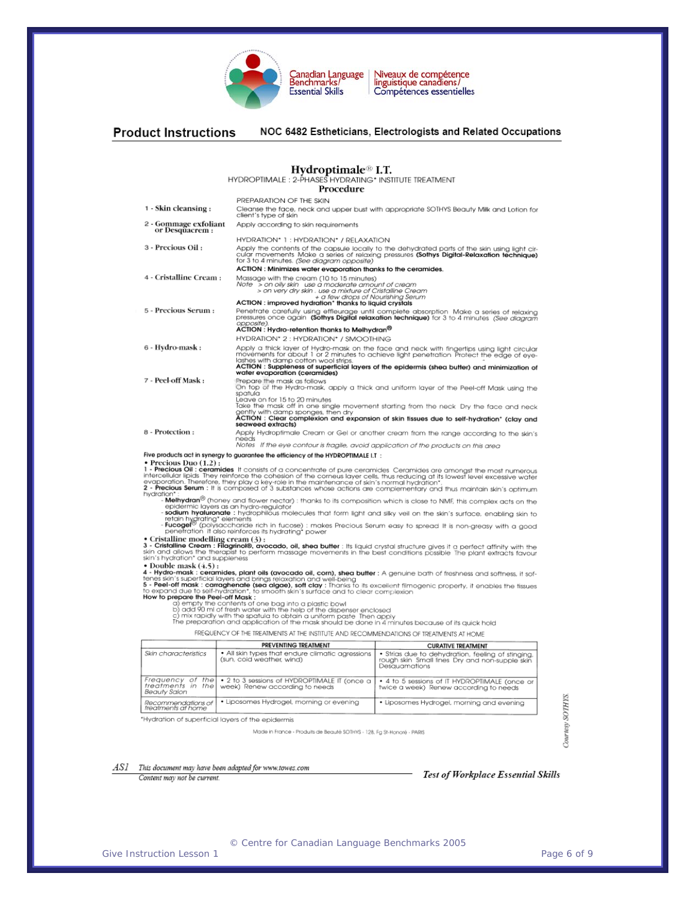Canadian Language Benchmarks/ Essential Skills | Niveaux de compétence linguistique canadiens/ Compétences essentielles

**Product Instructions** NOC 6482 Estheticians, Electrologists and Related Occupations

# Hydroptimale® I.T.

HYDROPTIMALE : 2-PHASES HYDRATING* INSTITUTE TREATMENT

## Procedure

PREPARATION OF THE SKIN

**1 - Skin cleansing :** Cleanse the face, neck and upper bust with appropriate SOTHYS Beauty Milk and Lotion for client's type of skin

**2 - Gommage exfoliant or Desquacrem :** Apply according to skin requirements

HYDRATION* 1 : HYDRATION* / RELAXATION

**3 - Precious Oil :** Apply the contents of the capsule locally to the dehydrated parts of the skin using light circular movements. Make a series of relaxing pressures **(Sothys Digital-Relaxation technique)** for 3 to 4 minutes. *(See diagram opposite)*
**ACTION : Minimizes water evaporation thanks to the ceramides.**

**4 - Cristalline Cream :** Massage with the cream (10 to 15 minutes)
*Note > on oily skin : use a moderate amount of cream*
*> on very dry skin : use a mixture of Cristalline Cream + a few drops of Nourishing Serum*
**ACTION : improved hydration* thanks to liquid crystals**

**5 - Precious Serum :** Penetrate carefully using effleurage until complete absorption. Make a series of relaxing pressures once again **(Sothys Digital relaxation technique)** for 3 to 4 minutes *(See diagram opposite)*.
**ACTION : Hydro-retention thanks to Melhydran®**

HYDRATION* 2 : HYDRATION* / SMOOTHING

**6 - Hydro-mask :** Apply a thick layer of Hydro-mask on the face and neck with fingertips using light circular movements for about 1 or 2 minutes to achieve light penetration. Protect the edge of eyelashes with damp cotton wool strips.
**ACTION : Suppleness of superficial layers of the epidermis (shea butter) and minimization of water evaporation (ceramides)**

**7 - Peel-off Mask :** Prepare the mask as follows
On top of the Hydro-mask, apply a thick and uniform layer of the Peel-off Mask using the spatula
Leave on for 15 to 20 minutes
Take the mask off in one single movement starting from the neck. Dry the face and neck gently with damp sponges, then dry
**ACTION : Clear complexion and expansion of skin tissues due to self-hydration* (clay and seaweed extracts)**

**8 - Protection :** Apply Hydroptimale Cream or Gel or another cream from the range according to the skin's needs
*Notes : If the eye contour is fragile, avoid application of the products on this area*

**Five products act in synergy to guarantee the efficiency of the HYDROPTIMALE I.T :**

- **Precious Duo (1,2) :**
  **1 - Precious Oil : ceramides** : It consists of a concentrate of pure ceramides. Ceramides are amongst the most numerous intercellular lipids. They reinforce the cohesion of the corneus layer cells, thus reducing at its lowest level excessive water evaporation. Therefore, they play a key-role in the maintenance of skin's normal hydration*.
  **2 - Precious Serum :** It is composed of 3 substances whose actions are complementary and thus maintain skin's optimum hydration* :
  - **Melhydran®** (honey and flower nectar) : thanks to its composition which is close to NMF, this complex acts on the epidermic layers as an hydro-regulator
  - **sodium hyaluronate** : hydrophilous molecules that form light and silky veil on the skin's surface, enabling skin to retain hydrating* elements
  - **Fucogel®** (polysaccharide rich in fucose) : makes Precious Serum easy to spread. It is non-greasy with a good penetration. It also reinforces its hydrating* power
- **Cristalline modelling cream (3) :**
  **3 - Cristalline Cream : Filagrinol®, avocado, oil, shea butter** : Its liquid crystal structure gives it a perfect affinity with the skin and allows the therapist to perform massage movements in the best conditions possible. The plant extracts favour skin's hydration* and suppleness
- **Double mask (4,5) :**
  **4 - Hydro-mask : ceramides, plant oils (avocado oil, corn), shea butter** : A genuine bath of freshness and softness, it softenes skin's superficial layers and brings relaxation and well-being
  **5 - Peel-off mask : carraghenate (sea algae), soft clay** : Thanks to its excellent filmogenic property, it enables the tissues to expand due to self-hydration*, to smooth skin's surface and to clear complexion

**How to prepare the Peel-off Mask :**
a) empty the contents of one bag into a plastic bowl
b) add 90 ml of fresh water with the help of the dispenser enclosed
c) mix rapidly with the spatula to obtain a uniform paste. Then apply
The preparation and application of the mask should be done in 4 minutes because of its quick hold

FREQUENCY OF THE TREATMENTS AT THE INSTITUTE AND RECOMMENDATIONS OF TREATMENTS AT HOME

| | PREVENTING TREATMENT | CURATIVE TREATMENT |
|---|---|---|
| *Skin characteristics* | • All skin types that endure climatic agressions (sun, cold weather, wind) | • Strias due to dehydration, feeling of stinging, rough skin. Small lines. Dry and non-supple skin. Desquamations |
| *Frequency of the treatments in the Beauty Salon* | • 2 to 3 sessions of HYDROPTIMALE IT (once a week). Renew according to needs | • 4 to 5 sessions of IT HYDROPTIMALE (once or twice a week). Renew according to needs |
| *Recommendations of treatments at home* | • Liposomes Hydrogel, morning or evening | • Liposomes Hydrogel, morning and evening |

*Hydration of superficial layers of the epidermis

Made in France - Produits de Beauté SOTHYS - 128, Fg St-Honoré - PARIS

*Courtesy SOTHYS*

*AS1 This document may have been adapted for www.towes.com*
*Content may not be current.*

***Test of Workplace Essential Skills***

© Centre for Canadian Language Benchmarks 2005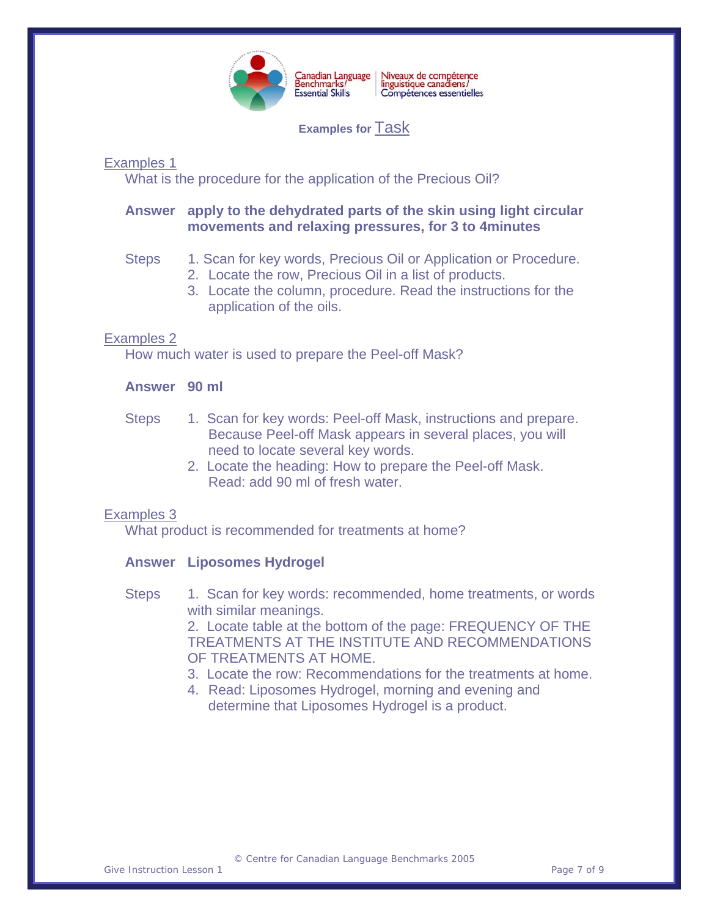Canadian Language Benchmarks/Essential Skills | Niveaux de compétence linguistique canadiens/Compétences essentielles

**Examples for Task**

Examples 1

What is the procedure for the application of the Precious Oil?

**Answer** **apply to the dehydrated parts of the skin using light circular movements and relaxing pressures, for 3 to 4minutes**

Steps
1. Scan for key words, Precious Oil or Application or Procedure.
2. Locate the row, Precious Oil in a list of products.
3. Locate the column, procedure. Read the instructions for the application of the oils.

Examples 2

How much water is used to prepare the Peel-off Mask?

**Answer** **90 ml**

Steps
1. Scan for key words: Peel-off Mask, instructions and prepare. Because Peel-off Mask appears in several places, you will need to locate several key words.
2. Locate the heading: How to prepare the Peel-off Mask. Read: add 90 ml of fresh water.

Examples 3

What product is recommended for treatments at home?

**Answer** **Liposomes Hydrogel**

Steps
1. Scan for key words: recommended, home treatments, or words with similar meanings.
2. Locate table at the bottom of the page: FREQUENCY OF THE TREATMENTS AT THE INSTITUTE AND RECOMMENDATIONS OF TREATMENTS AT HOME.
3. Locate the row: Recommendations for the treatments at home.
4. Read: Liposomes Hydrogel, morning and evening and determine that Liposomes Hydrogel is a product.

© Centre for Canadian Language Benchmarks 2005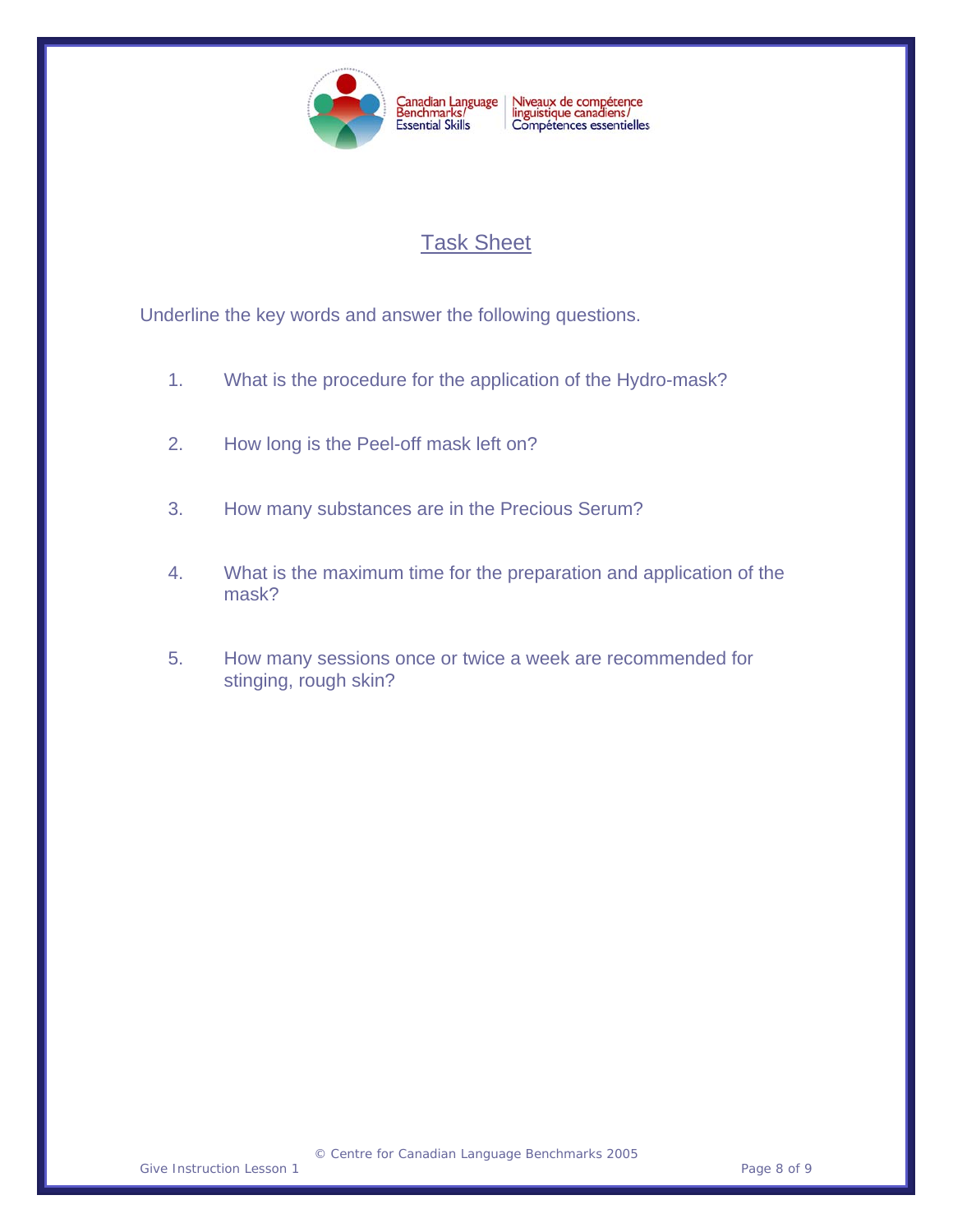## Task Sheet

Underline the key words and answer the following questions.

1. What is the procedure for the application of the Hydro-mask?

2. How long is the Peel-off mask left on?

3. How many substances are in the Precious Serum?

4. What is the maximum time for the preparation and application of the mask?

5. How many sessions once or twice a week are recommended for stinging, rough skin?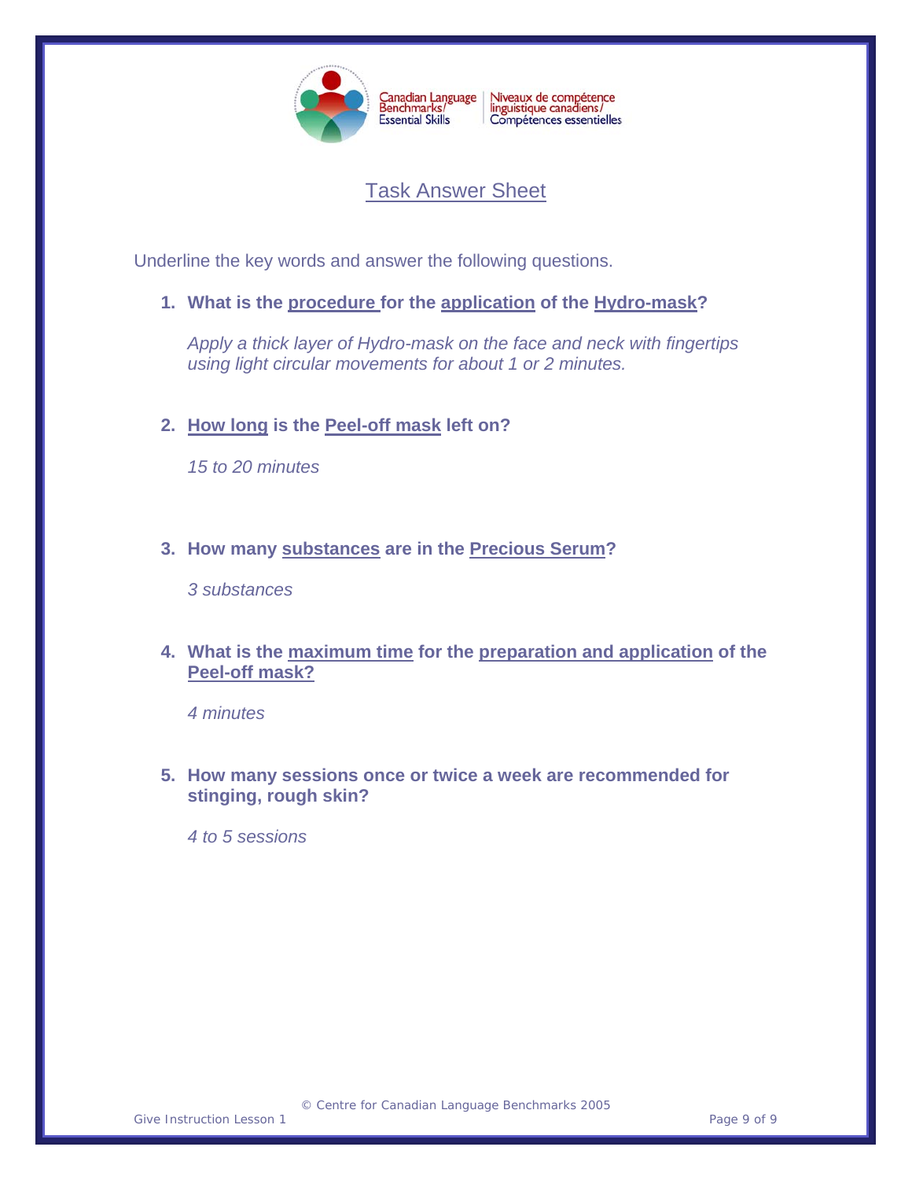Canadian Language Benchmarks/Essential Skills | Niveaux de compétence linguistique canadiens/Compétences essentielles

# Task Answer Sheet

Underline the key words and answer the following questions.

1. **What is the procedure for the application of the Hydro-mask?**

   *Apply a thick layer of Hydro-mask on the face and neck with fingertips using light circular movements for about 1 or 2 minutes.*

2. **How long is the Peel-off mask left on?**

   *15 to 20 minutes*

3. **How many substances are in the Precious Serum?**

   *3 substances*

4. **What is the maximum time for the preparation and application of the Peel-off mask?**

   *4 minutes*

5. **How many sessions once or twice a week are recommended for stinging, rough skin?**

   *4 to 5 sessions*

© Centre for Canadian Language Benchmarks 2005